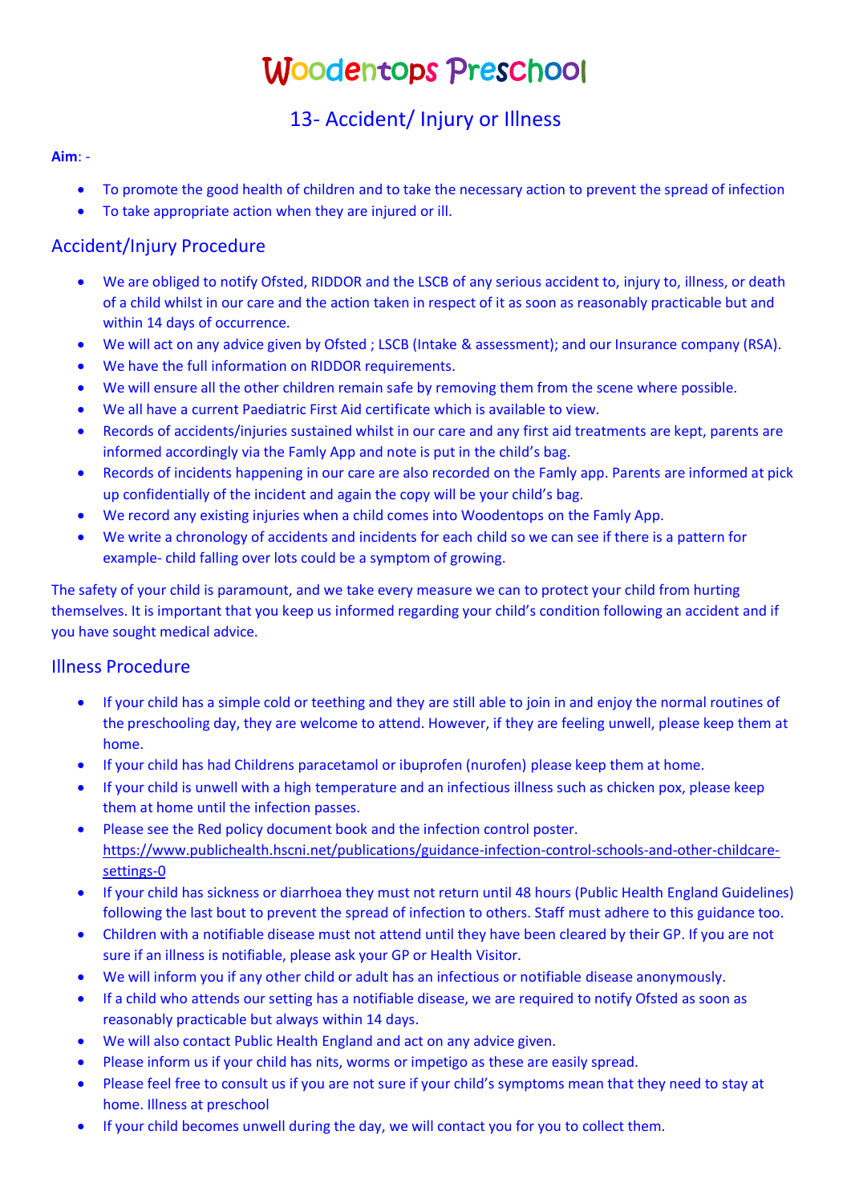# Woodentops Preschool

## 13- Accident/ Injury or Illness

**Aim**: -

- To promote the good health of children and to take the necessary action to prevent the spread of infection
- To take appropriate action when they are injured or ill.

## Accident/Injury Procedure

- We are obliged to notify Ofsted, RIDDOR and the LSCB of any serious accident to, injury to, illness, or death of a child whilst in our care and the action taken in respect of it as soon as reasonably practicable but and within 14 days of occurrence.
- We will act on any advice given by Ofsted ; LSCB (Intake & assessment); and our Insurance company (RSA).
- We have the full information on RIDDOR requirements.
- We will ensure all the other children remain safe by removing them from the scene where possible.
- We all have a current Paediatric First Aid certificate which is available to view.
- Records of accidents/injuries sustained whilst in our care and any first aid treatments are kept, parents are informed accordingly via the Famly App and note is put in the child's bag.
- Records of incidents happening in our care are also recorded on the Famly app. Parents are informed at pick up confidentially of the incident and again the copy will be your child's bag.
- We record any existing injuries when a child comes into Woodentops on the Famly App.
- We write a chronology of accidents and incidents for each child so we can see if there is a pattern for example- child falling over lots could be a symptom of growing.

The safety of your child is paramount, and we take every measure we can to protect your child from hurting themselves. It is important that you keep us informed regarding your child's condition following an accident and if you have sought medical advice.

## Illness Procedure

- If your child has a simple cold or teething and they are still able to join in and enjoy the normal routines of the preschooling day, they are welcome to attend. However, if they are feeling unwell, please keep them at home.
- If your child has had Childrens paracetamol or ibuprofen (nurofen) please keep them at home.
- If your child is unwell with a high temperature and an infectious illness such as chicken pox, please keep them at home until the infection passes.
- Please see the Red policy document book and the infection control poster. https://www.publichealth.hscni.net/publications/guidance-infection-control-schools-and-other-childcare-settings-0
- If your child has sickness or diarrhoea they must not return until 48 hours (Public Health England Guidelines) following the last bout to prevent the spread of infection to others. Staff must adhere to this guidance too.
- Children with a notifiable disease must not attend until they have been cleared by their GP. If you are not sure if an illness is notifiable, please ask your GP or Health Visitor.
- We will inform you if any other child or adult has an infectious or notifiable disease anonymously.
- If a child who attends our setting has a notifiable disease, we are required to notify Ofsted as soon as reasonably practicable but always within 14 days.
- We will also contact Public Health England and act on any advice given.
- Please inform us if your child has nits, worms or impetigo as these are easily spread.
- Please feel free to consult us if you are not sure if your child's symptoms mean that they need to stay at home. Illness at preschool
- If your child becomes unwell during the day, we will contact you for you to collect them.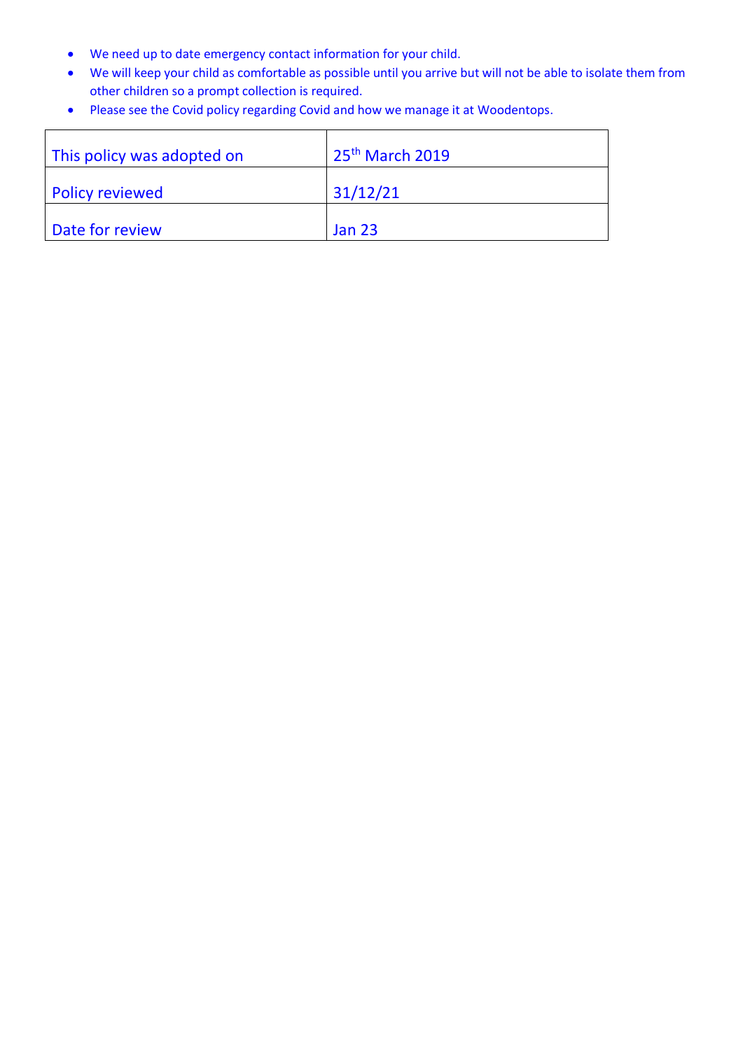- We need up to date emergency contact information for your child.
- We will keep your child as comfortable as possible until you arrive but will not be able to isolate them from other children so a prompt collection is required.
- Please see the Covid policy regarding Covid and how we manage it at Woodentops.

| | |
|---|---|
| This policy was adopted on | 25th March 2019 |
| Policy reviewed | 31/12/21 |
| Date for review | Jan 23 |